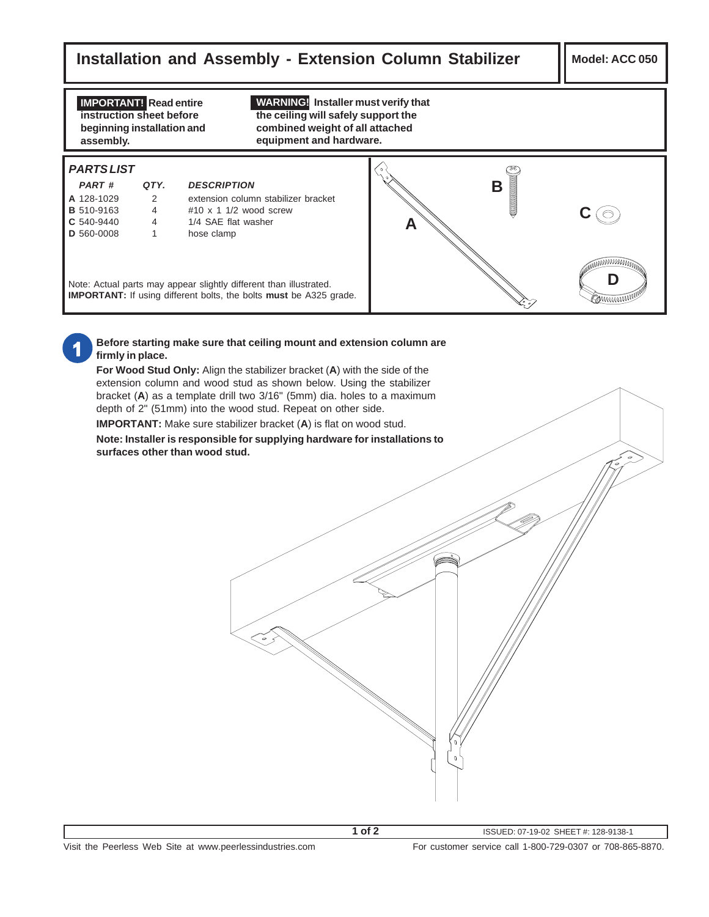# Installation and Assembly - Extension Column Stabilizer

**Model: ACC 050**

**IMPORTANT! Read entire instruction sheet before beginning installation and assembly.**

**WARNING! Installer must verify that the ceiling will safely support the combined weight of all attached equipment and hardware.**

## *PARTS LIST*

| *PART #* | *QTY.* | *DESCRIPTION* |
|---|---|---|
| **A** 128-1029 | 2 | extension column stabilizer bracket |
| **B** 510-9163 | 4 | #10 x 1 1/2 wood screw |
| **C** 540-9440 | 4 | 1/4 SAE flat washer |
| **D** 560-0008 | 1 | hose clamp |

Note: Actual parts may appear slightly different than illustrated.
**IMPORTANT:** If using different bolts, the bolts **must** be A325 grade.

**1**

**Before starting make sure that ceiling mount and extension column are firmly in place.**

**For Wood Stud Only:** Align the stabilizer bracket (**A**) with the side of the extension column and wood stud as shown below. Using the stabilizer bracket (**A**) as a template drill two 3/16" (5mm) dia. holes to a maximum depth of 2" (51mm) into the wood stud. Repeat on other side.

**IMPORTANT:** Make sure stabilizer bracket (**A**) is flat on wood stud.

**Note: Installer is responsible for supplying hardware for installations to surfaces other than wood stud.**

ISSUED: 07-19-02 SHEET #: 128-9138-1

Visit the Peerless Web Site at www.peerlessindustries.com

For customer service call 1-800-729-0307 or 708-865-8870.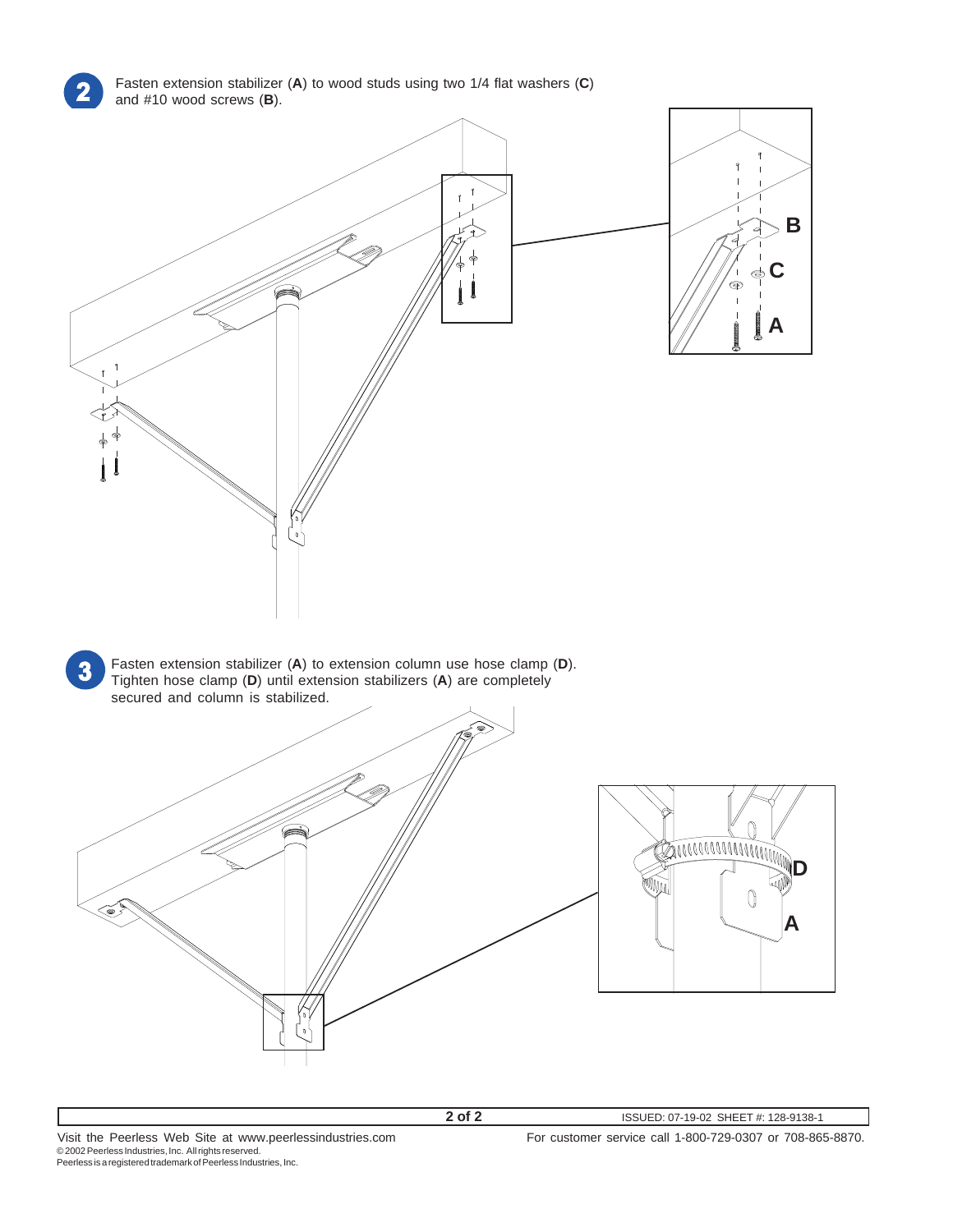**2** Fasten extension stabilizer (**A**) to wood studs using two 1/4 flat washers (**C**) and #10 wood screws (**B**).

**3** Fasten extension stabilizer (**A**) to extension column use hose clamp (**D**). Tighten hose clamp (**D**) until extension stabilizers (**A**) are completely secured and column is stabilized.

ISSUED: 07-19-02 SHEET #: 128-9138-1

Visit the Peerless Web Site at www.peerlessindustries.com

For customer service call 1-800-729-0307 or 708-865-8870.

© 2002 Peerless Industries, Inc. All rights reserved.
Peerless is a registered trademark of Peerless Industries, Inc.